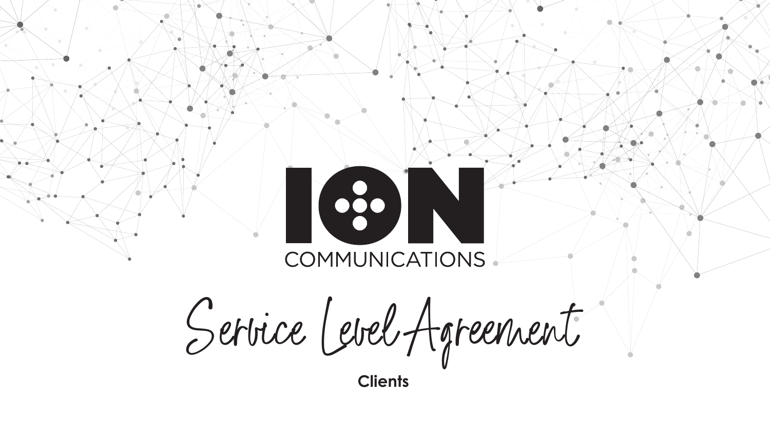# ION

COMMUNICATIONS

# Service Level Agreement

**Clients**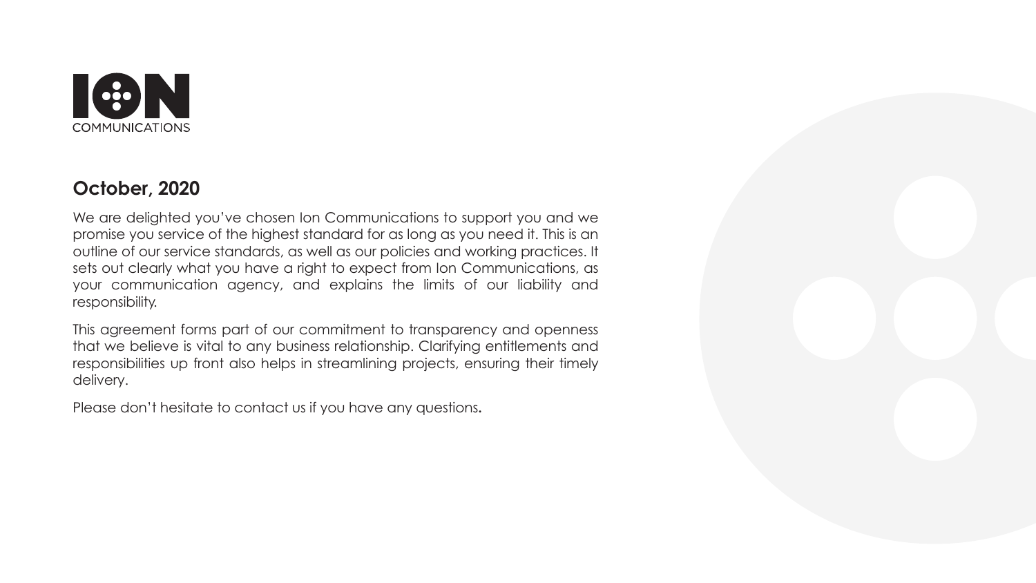ION COMMUNICATIONS

## October, 2020

We are delighted you've chosen Ion Communications to support you and we promise you service of the highest standard for as long as you need it. This is an outline of our service standards, as well as our policies and working practices. It sets out clearly what you have a right to expect from Ion Communications, as your communication agency, and explains the limits of our liability and responsibility.

This agreement forms part of our commitment to transparency and openness that we believe is vital to any business relationship. Clarifying entitlements and responsibilities up front also helps in streamlining projects, ensuring their timely delivery.

Please don't hesitate to contact us if you have any questions.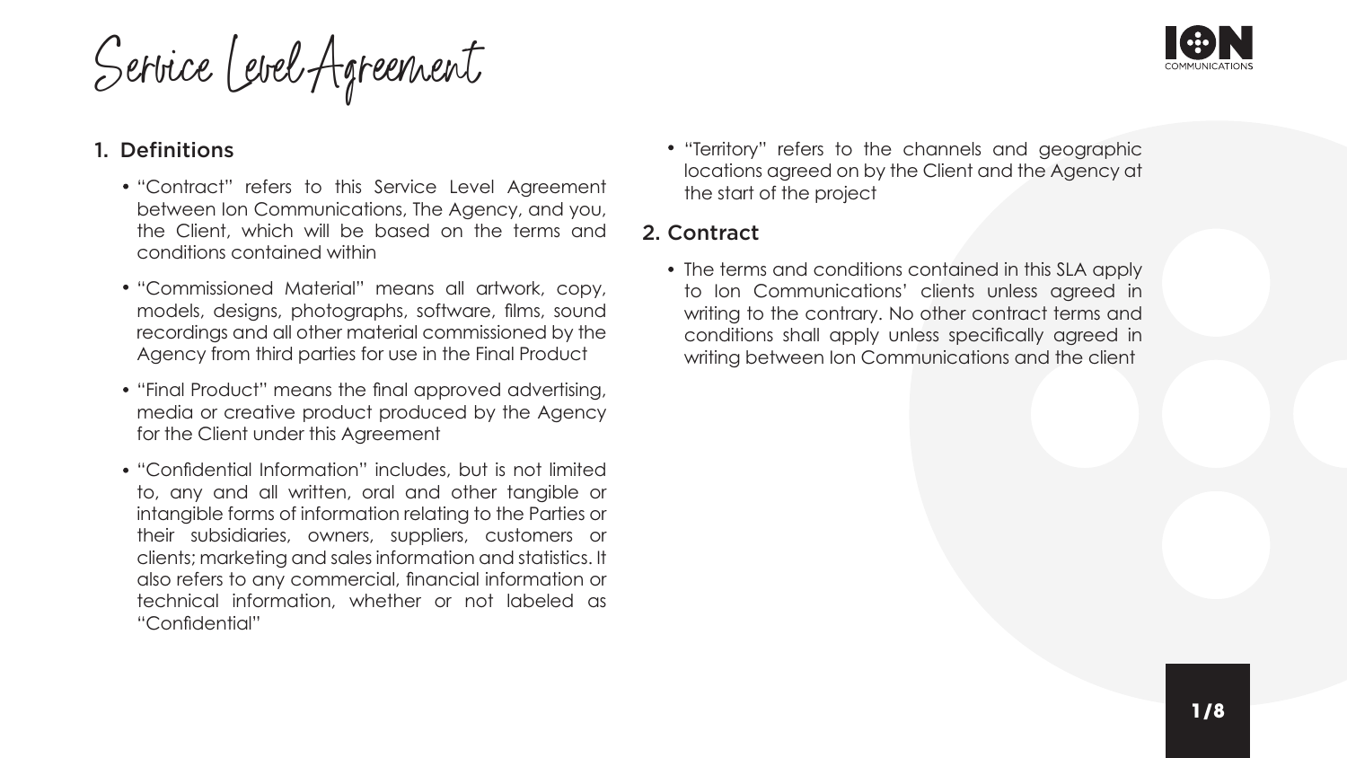# Service Level Agreement

## 1. Definitions

- "Contract" refers to this Service Level Agreement between Ion Communications, The Agency, and you, the Client, which will be based on the terms and conditions contained within
- "Commissioned Material" means all artwork, copy, models, designs, photographs, software, films, sound recordings and all other material commissioned by the Agency from third parties for use in the Final Product
- "Final Product" means the final approved advertising, media or creative product produced by the Agency for the Client under this Agreement
- "Confidential Information" includes, but is not limited to, any and all written, oral and other tangible or intangible forms of information relating to the Parties or their subsidiaries, owners, suppliers, customers or clients; marketing and sales information and statistics. It also refers to any commercial, financial information or technical information, whether or not labeled as "Confidential"
- "Territory" refers to the channels and geographic locations agreed on by the Client and the Agency at the start of the project

## 2. Contract

- The terms and conditions contained in this SLA apply to Ion Communications' clients unless agreed in writing to the contrary. No other contract terms and conditions shall apply unless specifically agreed in writing between Ion Communications and the client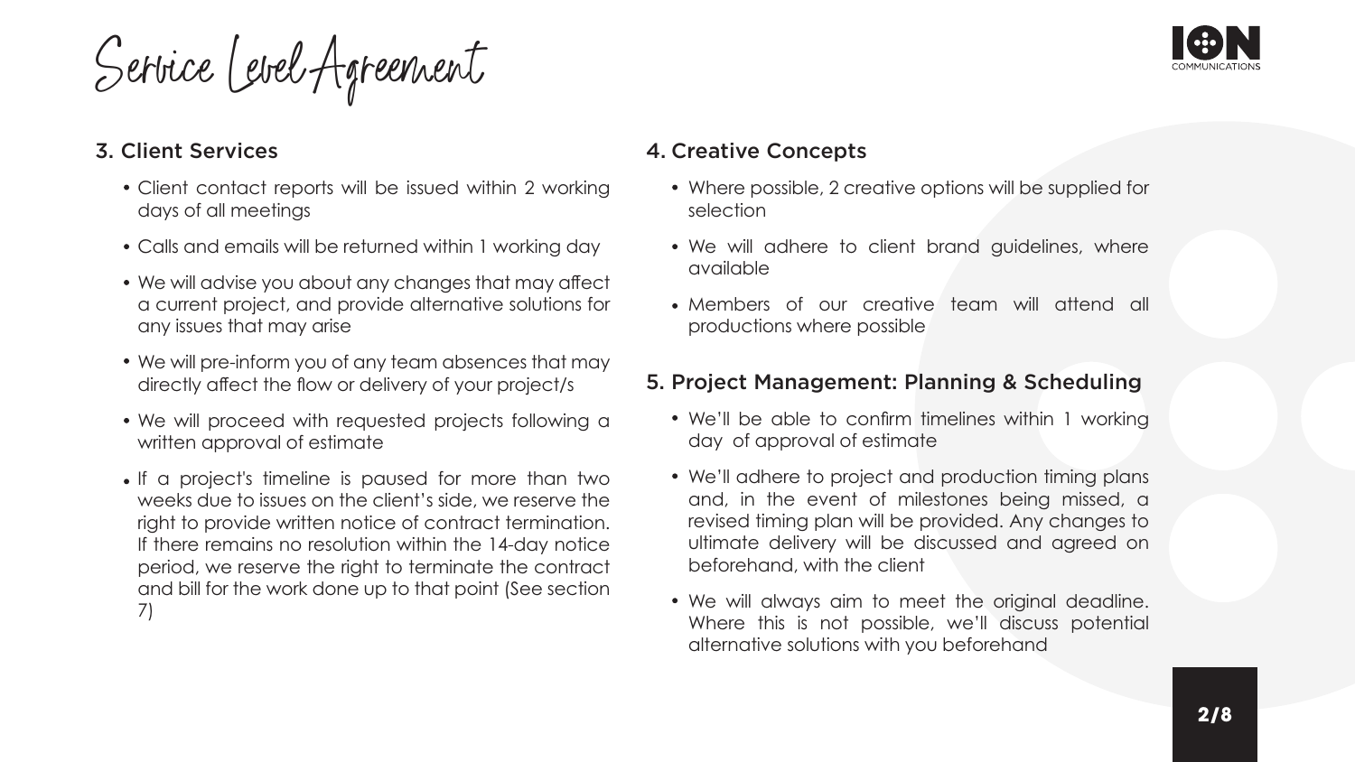# Service Level Agreement

## 3. Client Services

- Client contact reports will be issued within 2 working days of all meetings
- Calls and emails will be returned within 1 working day
- We will advise you about any changes that may affect a current project, and provide alternative solutions for any issues that may arise
- We will pre-inform you of any team absences that may directly affect the flow or delivery of your project/s
- We will proceed with requested projects following a written approval of estimate
- If a project's timeline is paused for more than two weeks due to issues on the client's side, we reserve the right to provide written notice of contract termination. If there remains no resolution within the 14-day notice period, we reserve the right to terminate the contract and bill for the work done up to that point (See section 7)

## 4. Creative Concepts

- Where possible, 2 creative options will be supplied for selection
- We will adhere to client brand guidelines, where available
- Members of our creative team will attend all productions where possible

## 5. Project Management: Planning & Scheduling

- We'll be able to confirm timelines within 1 working day of approval of estimate
- We'll adhere to project and production timing plans and, in the event of milestones being missed, a revised timing plan will be provided. Any changes to ultimate delivery will be discussed and agreed on beforehand, with the client
- We will always aim to meet the original deadline. Where this is not possible, we'll discuss potential alternative solutions with you beforehand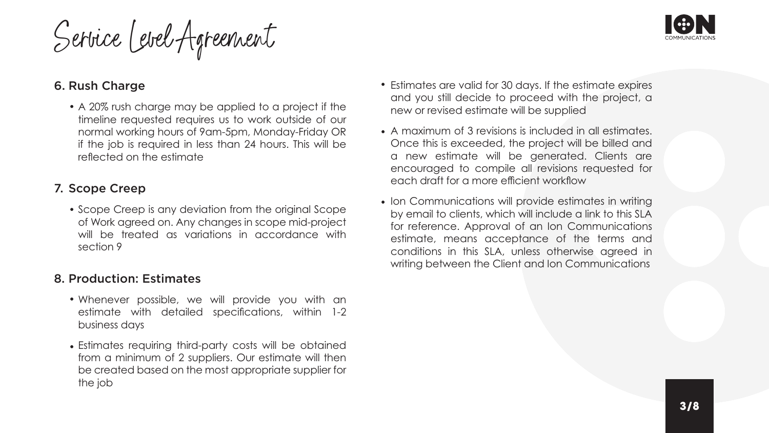# Service Level Agreement

## 6. Rush Charge

- A 20% rush charge may be applied to a project if the timeline requested requires us to work outside of our normal working hours of 9am-5pm, Monday-Friday OR if the job is required in less than 24 hours. This will be reflected on the estimate

## 7. Scope Creep

- Scope Creep is any deviation from the original Scope of Work agreed on. Any changes in scope mid-project will be treated as variations in accordance with section 9

## 8. Production: Estimates

- Whenever possible, we will provide you with an estimate with detailed specifications, within 1-2 business days
- Estimates requiring third-party costs will be obtained from a minimum of 2 suppliers. Our estimate will then be created based on the most appropriate supplier for the job
- Estimates are valid for 30 days. If the estimate expires and you still decide to proceed with the project, a new or revised estimate will be supplied
- A maximum of 3 revisions is included in all estimates. Once this is exceeded, the project will be billed and a new estimate will be generated. Clients are encouraged to compile all revisions requested for each draft for a more efficient workflow
- Ion Communications will provide estimates in writing by email to clients, which will include a link to this SLA for reference. Approval of an Ion Communications estimate, means acceptance of the terms and conditions in this SLA, unless otherwise agreed in writing between the Client and Ion Communications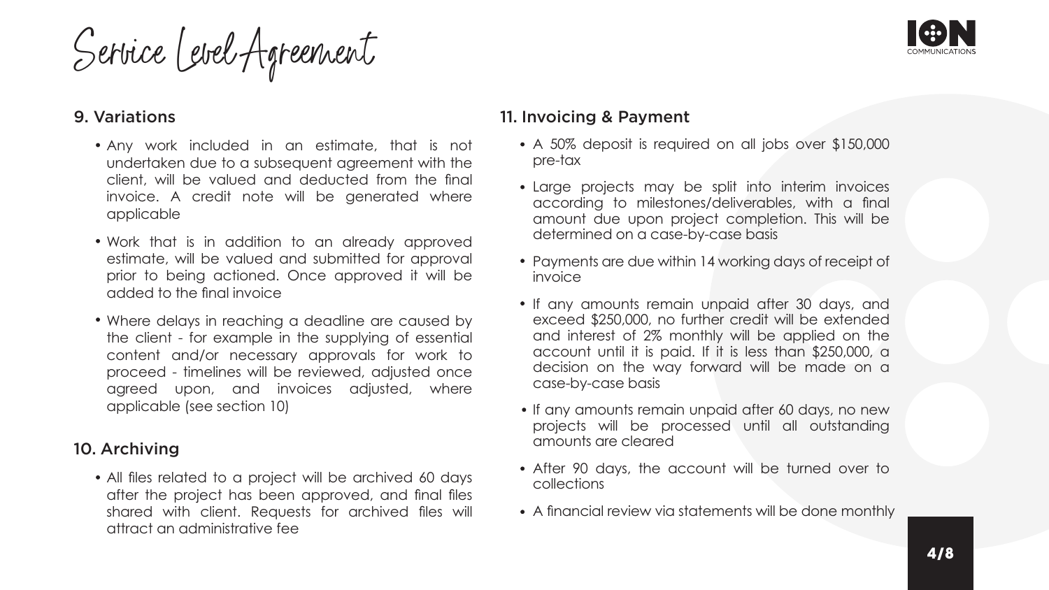# Service Level Agreement

## 9. Variations

- Any work included in an estimate, that is not undertaken due to a subsequent agreement with the client, will be valued and deducted from the final invoice. A credit note will be generated where applicable
- Work that is in addition to an already approved estimate, will be valued and submitted for approval prior to being actioned. Once approved it will be added to the final invoice
- Where delays in reaching a deadline are caused by the client - for example in the supplying of essential content and/or necessary approvals for work to proceed - timelines will be reviewed, adjusted once agreed upon, and invoices adjusted, where applicable (see section 10)

## 10. Archiving

- All files related to a project will be archived 60 days after the project has been approved, and final files shared with client. Requests for archived files will attract an administrative fee

## 11. Invoicing & Payment

- A 50% deposit is required on all jobs over $150,000 pre-tax
- Large projects may be split into interim invoices according to milestones/deliverables, with a final amount due upon project completion. This will be determined on a case-by-case basis
- Payments are due within 14 working days of receipt of invoice
- If any amounts remain unpaid after 30 days, and exceed $250,000, no further credit will be extended and interest of 2% monthly will be applied on the account until it is paid. If it is less than $250,000, a decision on the way forward will be made on a case-by-case basis
- If any amounts remain unpaid after 60 days, no new projects will be processed until all outstanding amounts are cleared
- After 90 days, the account will be turned over to collections
- A financial review via statements will be done monthly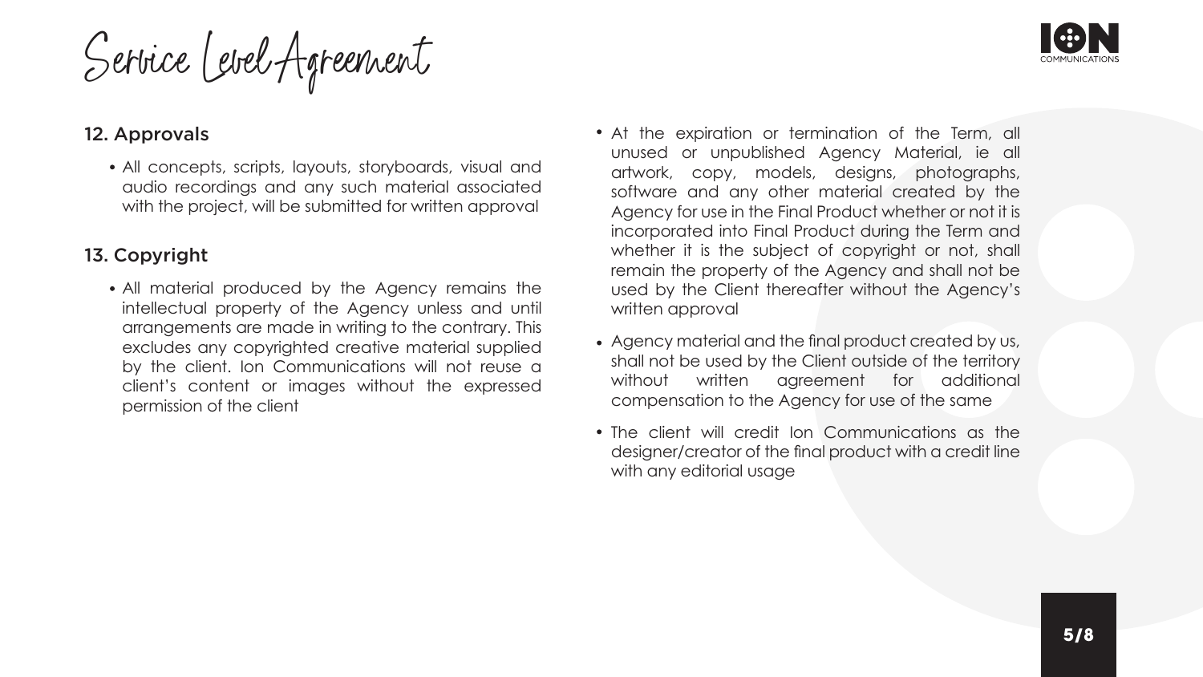# Service Level Agreement

## 12. Approvals

- All concepts, scripts, layouts, storyboards, visual and audio recordings and any such material associated with the project, will be submitted for written approval

## 13. Copyright

- All material produced by the Agency remains the intellectual property of the Agency unless and until arrangements are made in writing to the contrary. This excludes any copyrighted creative material supplied by the client. Ion Communications will not reuse a client's content or images without the expressed permission of the client
- At the expiration or termination of the Term, all unused or unpublished Agency Material, ie all artwork, copy, models, designs, photographs, software and any other material created by the Agency for use in the Final Product whether or not it is incorporated into Final Product during the Term and whether it is the subject of copyright or not, shall remain the property of the Agency and shall not be used by the Client thereafter without the Agency's written approval
- Agency material and the final product created by us, shall not be used by the Client outside of the territory without written agreement for additional compensation to the Agency for use of the same
- The client will credit Ion Communications as the designer/creator of the final product with a credit line with any editorial usage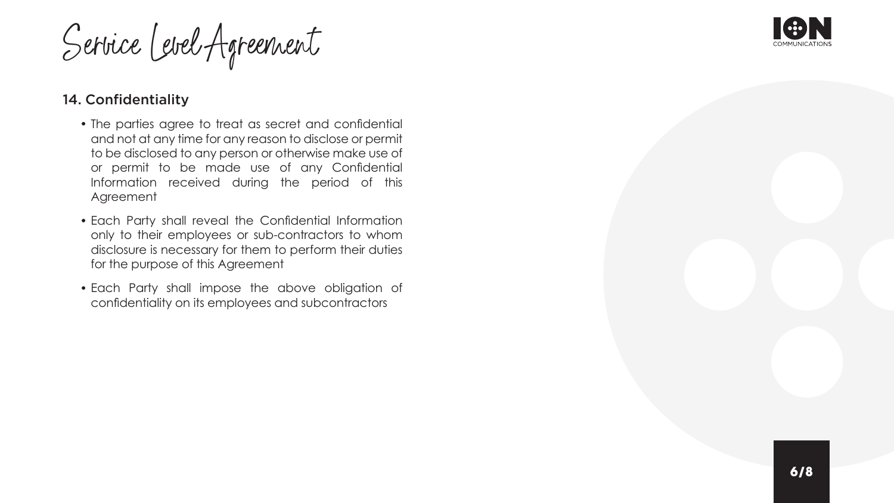## 14. Confidentiality

- The parties agree to treat as secret and confidential and not at any time for any reason to disclose or permit to be disclosed to any person or otherwise make use of or permit to be made use of any Confidential Information received during the period of this Agreement
- Each Party shall reveal the Confidential Information only to their employees or sub-contractors to whom disclosure is necessary for them to perform their duties for the purpose of this Agreement
- Each Party shall impose the above obligation of confidentiality on its employees and subcontractors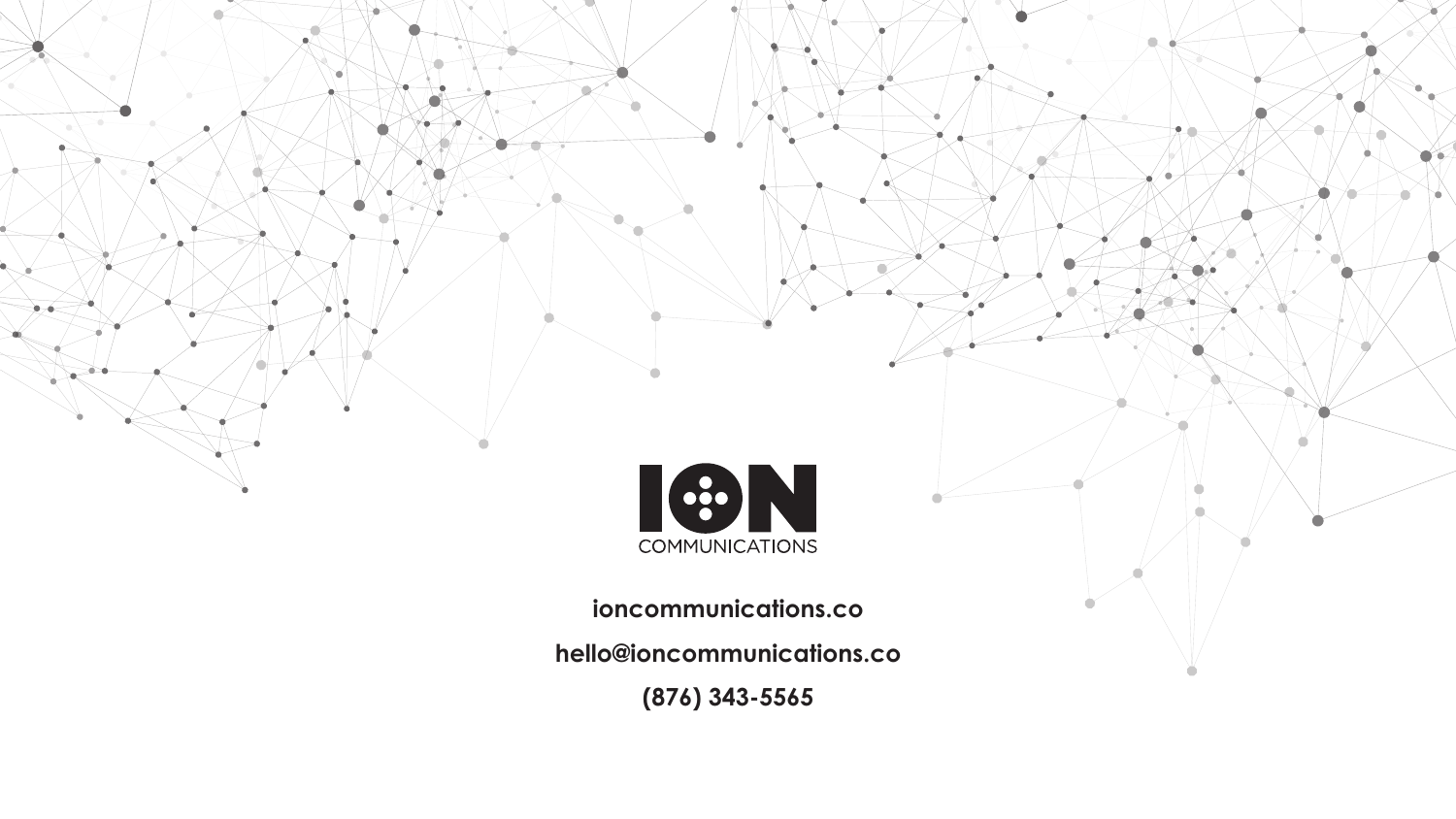ION

COMMUNICATIONS

**ioncommunications.co**

**hello@ioncommunications.co**

**(876) 343-5565**